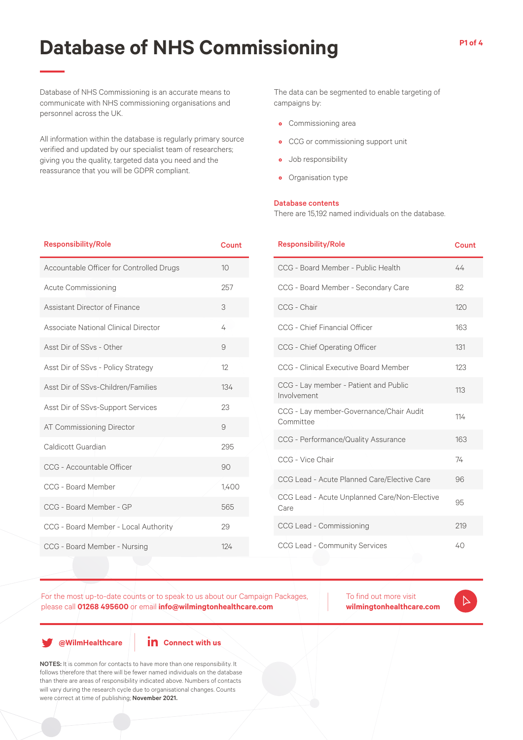# Database of NHS Commissioning

Database of NHS Commissioning is an accurate means to communicate with NHS commissioning organisations and personnel across the UK.

All information within the database is regularly primary source verified and updated by our specialist team of researchers; giving you the quality, targeted data you need and the reassurance that you will be GDPR compliant.

The data can be segmented to enable targeting of campaigns by:

- Commissioning area
- CCG or commissioning support unit
- Job responsibility
- Organisation type

**Database contents**
There are 15,192 named individuals on the database.

| Responsibility/Role | Count |
|---|---|
| Accountable Officer for Controlled Drugs | 10 |
| Acute Commissioning | 257 |
| Assistant Director of Finance | 3 |
| Associate National Clinical Director | 4 |
| Asst Dir of SSvs - Other | 9 |
| Asst Dir of SSvs - Policy Strategy | 12 |
| Asst Dir of SSvs-Children/Families | 134 |
| Asst Dir of SSvs-Support Services | 23 |
| AT Commissioning Director | 9 |
| Caldicott Guardian | 295 |
| CCG - Accountable Officer | 90 |
| CCG - Board Member | 1,400 |
| CCG - Board Member - GP | 565 |
| CCG - Board Member - Local Authority | 29 |
| CCG - Board Member - Nursing | 124 |
| CCG - Board Member - Public Health | 44 |
| CCG - Board Member - Secondary Care | 82 |
| CCG - Chair | 120 |
| CCG - Chief Financial Officer | 163 |
| CCG - Chief Operating Officer | 131 |
| CCG - Clinical Executive Board Member | 123 |
| CCG - Lay member - Patient and Public Involvement | 113 |
| CCG - Lay member-Governance/Chair Audit Committee | 114 |
| CCG - Performance/Quality Assurance | 163 |
| CCG - Vice Chair | 74 |
| CCG Lead - Acute Planned Care/Elective Care | 96 |
| CCG Lead - Acute Unplanned Care/Non-Elective Care | 95 |
| CCG Lead - Commissioning | 219 |
| CCG Lead - Community Services | 40 |

For the most up-to-date counts or to speak to us about our Campaign Packages, please call **01268 495600** or email **info@wilmingtonhealthcare.com**

To find out more visit **wilmingtonhealthcare.com**

**@WilmHealthcare** | **Connect with us**

**NOTES:** It is common for contacts to have more than one responsibility. It follows therefore that there will be fewer named individuals on the database than there are areas of responsibility indicated above. Numbers of contacts will vary during the research cycle due to organisational changes. Counts were correct at time of publishing; **November 2021.**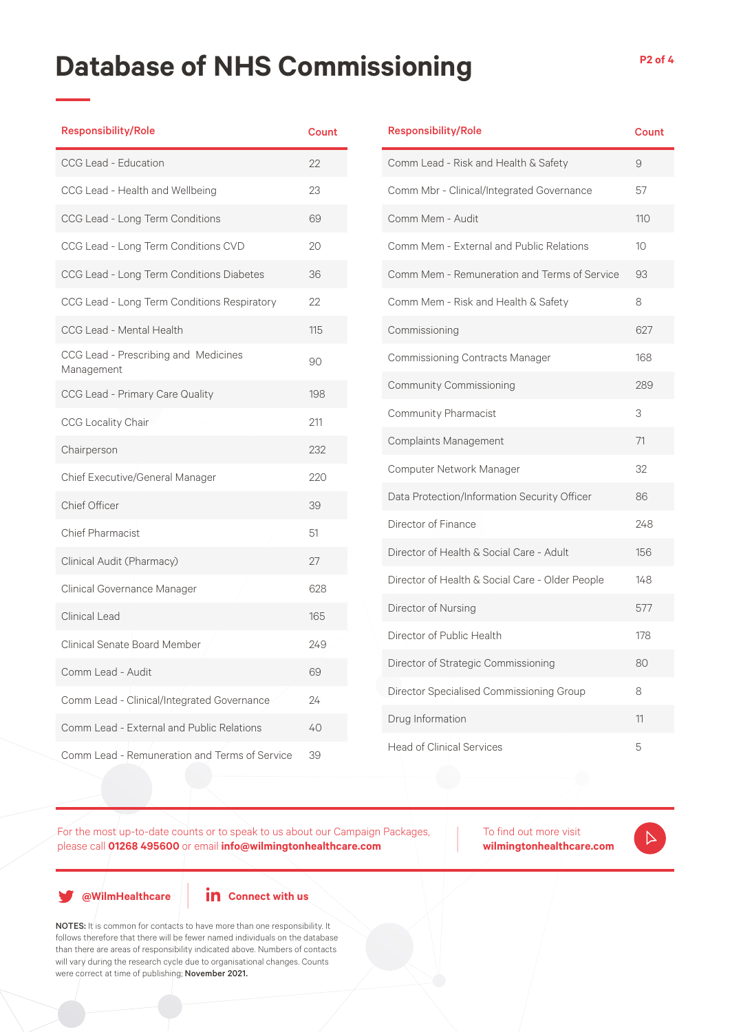# Database of NHS Commissioning

| Responsibility/Role | Count |
|---|---|
| CCG Lead - Education | 22 |
| CCG Lead - Health and Wellbeing | 23 |
| CCG Lead - Long Term Conditions | 69 |
| CCG Lead - Long Term Conditions CVD | 20 |
| CCG Lead - Long Term Conditions Diabetes | 36 |
| CCG Lead - Long Term Conditions Respiratory | 22 |
| CCG Lead - Mental Health | 115 |
| CCG Lead - Prescribing and Medicines Management | 90 |
| CCG Lead - Primary Care Quality | 198 |
| CCG Locality Chair | 211 |
| Chairperson | 232 |
| Chief Executive/General Manager | 220 |
| Chief Officer | 39 |
| Chief Pharmacist | 51 |
| Clinical Audit (Pharmacy) | 27 |
| Clinical Governance Manager | 628 |
| Clinical Lead | 165 |
| Clinical Senate Board Member | 249 |
| Comm Lead - Audit | 69 |
| Comm Lead - Clinical/Integrated Governance | 24 |
| Comm Lead - External and Public Relations | 40 |
| Comm Lead - Remuneration and Terms of Service | 39 |

| Responsibility/Role | Count |
|---|---|
| Comm Lead - Risk and Health & Safety | 9 |
| Comm Mbr - Clinical/Integrated Governance | 57 |
| Comm Mem - Audit | 110 |
| Comm Mem - External and Public Relations | 10 |
| Comm Mem - Remuneration and Terms of Service | 93 |
| Comm Mem - Risk and Health & Safety | 8 |
| Commissioning | 627 |
| Commissioning Contracts Manager | 168 |
| Community Commissioning | 289 |
| Community Pharmacist | 3 |
| Complaints Management | 71 |
| Computer Network Manager | 32 |
| Data Protection/Information Security Officer | 86 |
| Director of Finance | 248 |
| Director of Health & Social Care - Adult | 156 |
| Director of Health & Social Care - Older People | 148 |
| Director of Nursing | 577 |
| Director of Public Health | 178 |
| Director of Strategic Commissioning | 80 |
| Director Specialised Commissioning Group | 8 |
| Drug Information | 11 |
| Head of Clinical Services | 5 |

For the most up-to-date counts or to speak to us about our Campaign Packages, please call **01268 495600** or email **info@wilmingtonhealthcare.com**

To find out more visit **wilmingtonhealthcare.com**

**@WilmHealthcare**

**Connect with us**

**NOTES:** It is common for contacts to have more than one responsibility. It follows therefore that there will be fewer named individuals on the database than there are areas of responsibility indicated above. Numbers of contacts will vary during the research cycle due to organisational changes. Counts were correct at time of publishing; **November 2021.**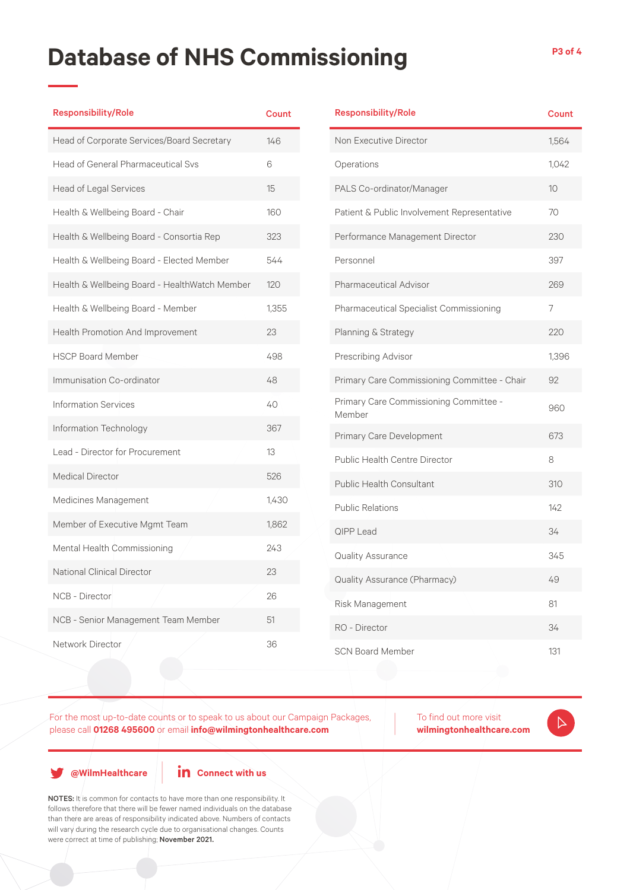# Database of NHS Commissioning

| Responsibility/Role | Count |
|---|---|
| Head of Corporate Services/Board Secretary | 146 |
| Head of General Pharmaceutical Svs | 6 |
| Head of Legal Services | 15 |
| Health & Wellbeing Board - Chair | 160 |
| Health & Wellbeing Board - Consortia Rep | 323 |
| Health & Wellbeing Board - Elected Member | 544 |
| Health & Wellbeing Board - HealthWatch Member | 120 |
| Health & Wellbeing Board - Member | 1,355 |
| Health Promotion And Improvement | 23 |
| HSCP Board Member | 498 |
| Immunisation Co-ordinator | 48 |
| Information Services | 40 |
| Information Technology | 367 |
| Lead - Director for Procurement | 13 |
| Medical Director | 526 |
| Medicines Management | 1,430 |
| Member of Executive Mgmt Team | 1,862 |
| Mental Health Commissioning | 243 |
| National Clinical Director | 23 |
| NCB - Director | 26 |
| NCB - Senior Management Team Member | 51 |
| Network Director | 36 |

| Responsibility/Role | Count |
|---|---|
| Non Executive Director | 1,564 |
| Operations | 1,042 |
| PALS Co-ordinator/Manager | 10 |
| Patient & Public Involvement Representative | 70 |
| Performance Management Director | 230 |
| Personnel | 397 |
| Pharmaceutical Advisor | 269 |
| Pharmaceutical Specialist Commissioning | 7 |
| Planning & Strategy | 220 |
| Prescribing Advisor | 1,396 |
| Primary Care Commissioning Committee - Chair | 92 |
| Primary Care Commissioning Committee - Member | 960 |
| Primary Care Development | 673 |
| Public Health Centre Director | 8 |
| Public Health Consultant | 310 |
| Public Relations | 142 |
| QIPP Lead | 34 |
| Quality Assurance | 345 |
| Quality Assurance (Pharmacy) | 49 |
| Risk Management | 81 |
| RO - Director | 34 |
| SCN Board Member | 131 |

For the most up-to-date counts or to speak to us about our Campaign Packages, please call **01268 495600** or email **info@wilmingtonhealthcare.com**

To find out more visit **wilmingtonhealthcare.com**

**@WilmHealthcare**

**Connect with us**

**NOTES:** It is common for contacts to have more than one responsibility. It follows therefore that there will be fewer named individuals on the database than there are areas of responsibility indicated above. Numbers of contacts will vary during the research cycle due to organisational changes. Counts were correct at time of publishing; **November 2021.**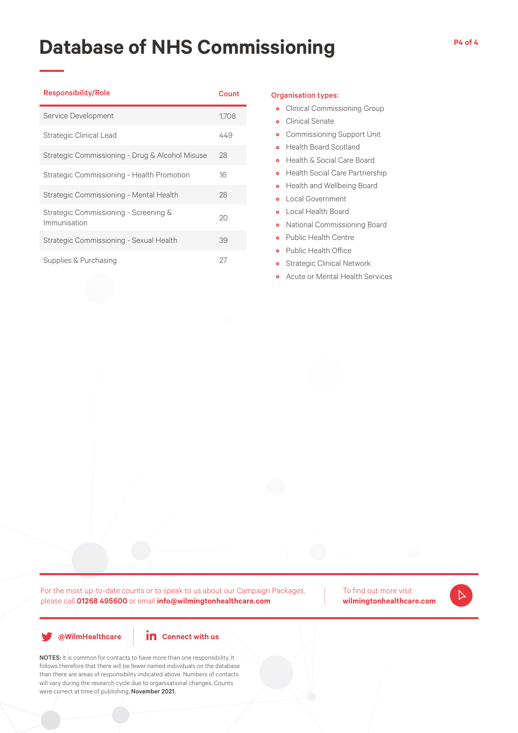# Database of NHS Commissioning

| Responsibility/Role | Count |
|---|---|
| Service Development | 1,708 |
| Strategic Clinical Lead | 449 |
| Strategic Commissioning - Drug & Alcohol Misuse | 28 |
| Strategic Commissioning - Health Promotion | 16 |
| Strategic Commissioning - Mental Health | 28 |
| Strategic Commissioning - Screening & Immunisation | 20 |
| Strategic Commissioning - Sexual Health | 39 |
| Supplies & Purchasing | 27 |

**Organisation types:**

- Clinical Commissioning Group
- Clinical Senate
- Commissioning Support Unit
- Health Board Scotland
- Health & Social Care Board
- Health Social Care Partnership
- Health and Wellbeing Board
- Local Government
- Local Health Board
- National Commissioning Board
- Public Health Centre
- Public Health Office
- Strategic Clinical Network
- Acute or Mental Health Services

For the most up-to-date counts or to speak to us about our Campaign Packages, please call **01268 495600** or email **info@wilmingtonhealthcare.com**

To find out more visit **wilmingtonhealthcare.com**

**@WilmHealthcare**

**Connect with us**

**NOTES:** It is common for contacts to have more than one responsibility. It follows therefore that there will be fewer named individuals on the database than there are areas of responsibility indicated above. Numbers of contacts will vary during the research cycle due to organisational changes. Counts were correct at time of publishing; **November 2021.**